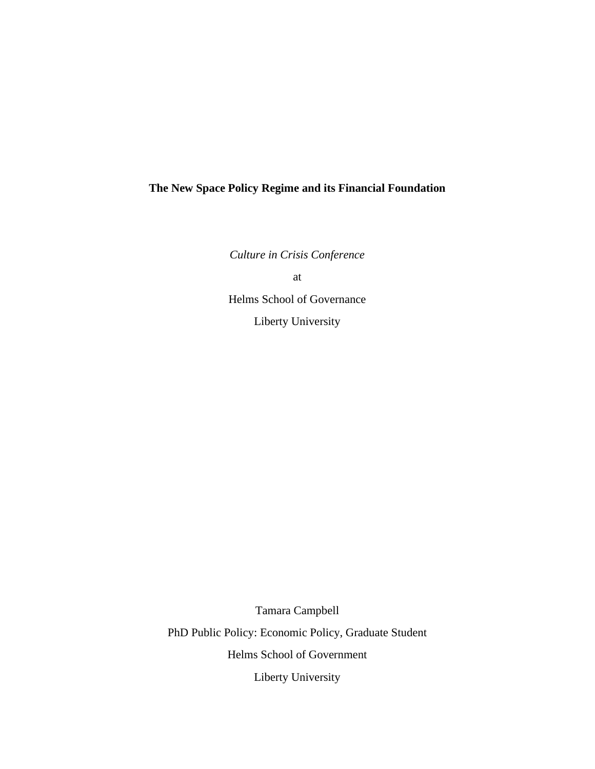# The New Space Policy Regime and its Financial Foundation

*Culture in Crisis Conference*

at

Helms School of Governance

Liberty University

Tamara Campbell

PhD Public Policy: Economic Policy, Graduate Student

Helms School of Government

Liberty University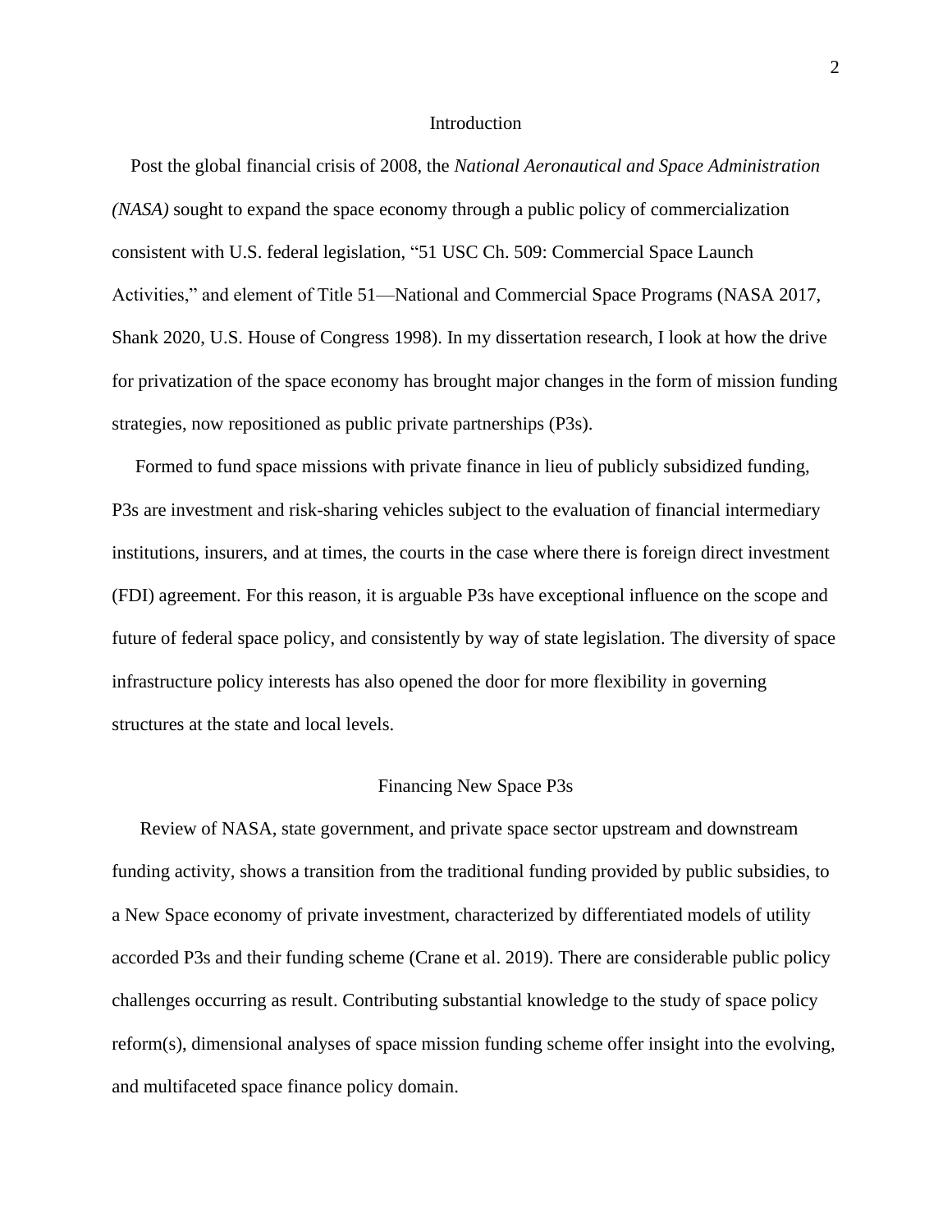## Introduction

Post the global financial crisis of 2008, the *National Aeronautical and Space Administration (NASA)* sought to expand the space economy through a public policy of commercialization consistent with U.S. federal legislation, "51 USC Ch. 509: Commercial Space Launch Activities," and element of Title 51—National and Commercial Space Programs (NASA 2017, Shank 2020, U.S. House of Congress 1998). In my dissertation research, I look at how the drive for privatization of the space economy has brought major changes in the form of mission funding strategies, now repositioned as public private partnerships (P3s).

Formed to fund space missions with private finance in lieu of publicly subsidized funding, P3s are investment and risk-sharing vehicles subject to the evaluation of financial intermediary institutions, insurers, and at times, the courts in the case where there is foreign direct investment (FDI) agreement. For this reason, it is arguable P3s have exceptional influence on the scope and future of federal space policy, and consistently by way of state legislation. The diversity of space infrastructure policy interests has also opened the door for more flexibility in governing structures at the state and local levels.

## Financing New Space P3s

Review of NASA, state government, and private space sector upstream and downstream funding activity, shows a transition from the traditional funding provided by public subsidies, to a New Space economy of private investment, characterized by differentiated models of utility accorded P3s and their funding scheme (Crane et al. 2019). There are considerable public policy challenges occurring as result. Contributing substantial knowledge to the study of space policy reform(s), dimensional analyses of space mission funding scheme offer insight into the evolving, and multifaceted space finance policy domain.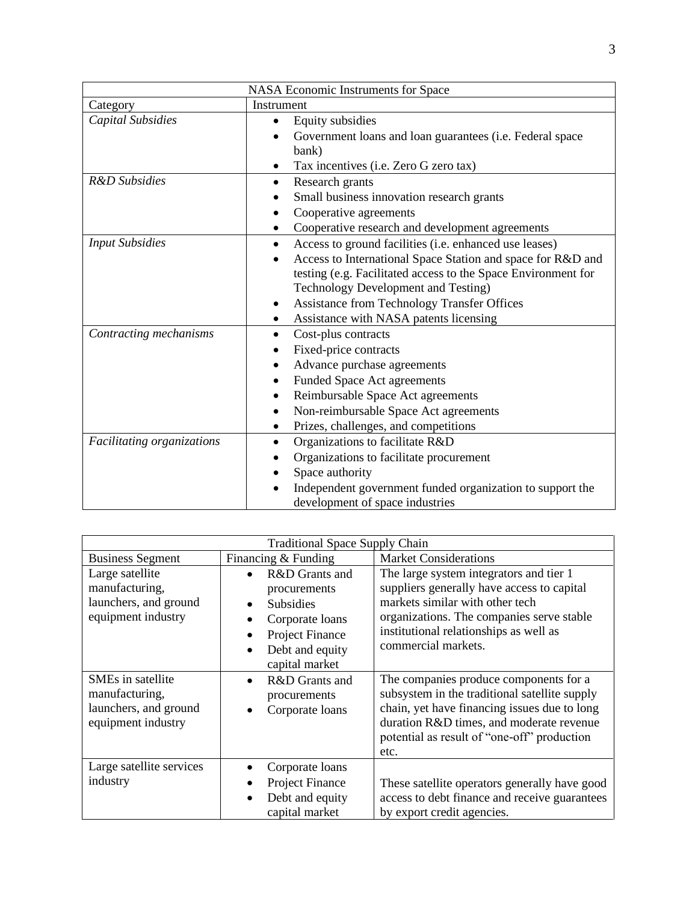| NASA Economic Instruments for Space | |
|---|---|
| Category | Instrument |
| *Capital Subsidies* | • Equity subsidies<br>• Government loans and loan guarantees (i.e. Federal space bank)<br>• Tax incentives (i.e. Zero G zero tax) |
| *R&D Subsidies* | • Research grants<br>• Small business innovation research grants<br>• Cooperative agreements<br>• Cooperative research and development agreements |
| *Input Subsidies* | • Access to ground facilities (i.e. enhanced use leases)<br>• Access to International Space Station and space for R&D and testing (e.g. Facilitated access to the Space Environment for Technology Development and Testing)<br>• Assistance from Technology Transfer Offices<br>• Assistance with NASA patents licensing |
| *Contracting mechanisms* | • Cost-plus contracts<br>• Fixed-price contracts<br>• Advance purchase agreements<br>• Funded Space Act agreements<br>• Reimbursable Space Act agreements<br>• Non-reimbursable Space Act agreements<br>• Prizes, challenges, and competitions |
| *Facilitating organizations* | • Organizations to facilitate R&D<br>• Organizations to facilitate procurement<br>• Space authority<br>• Independent government funded organization to support the development of space industries |

| Traditional Space Supply Chain | | |
|---|---|---|
| Business Segment | Financing & Funding | Market Considerations |
| Large satellite manufacturing, launchers, and ground equipment industry | • R&D Grants and procurements<br>• Subsidies<br>• Corporate loans<br>• Project Finance<br>• Debt and equity capital market | The large system integrators and tier 1 suppliers generally have access to capital markets similar with other tech organizations. The companies serve stable institutional relationships as well as commercial markets. |
| SMEs in satellite manufacturing, launchers, and ground equipment industry | • R&D Grants and procurements<br>• Corporate loans | The companies produce components for a subsystem in the traditional satellite supply chain, yet have financing issues due to long duration R&D times, and moderate revenue potential as result of "one-off" production etc. |
| Large satellite services industry | • Corporate loans<br>• Project Finance<br>• Debt and equity capital market | These satellite operators generally have good access to debt finance and receive guarantees by export credit agencies. |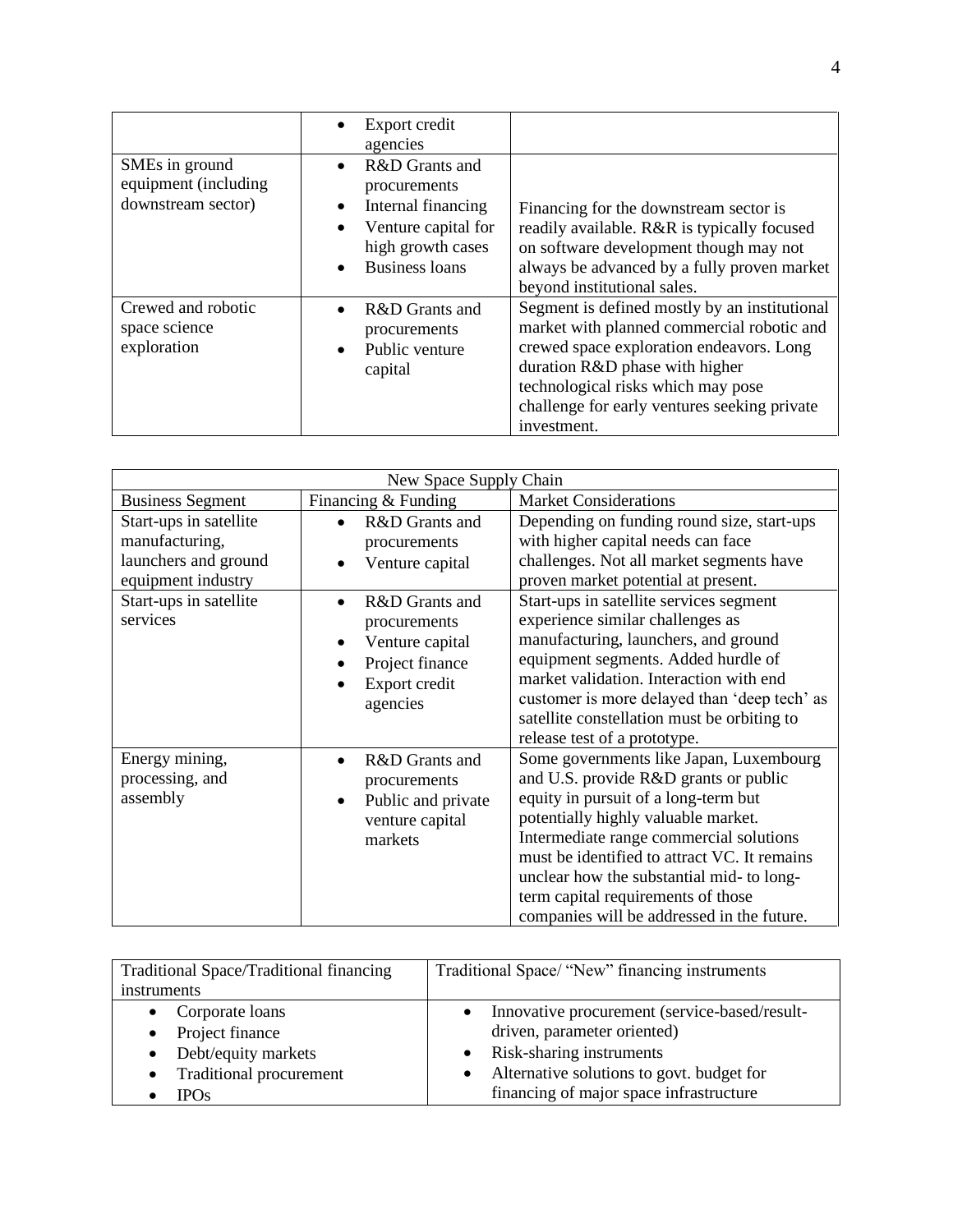| | | |
|---|---|---|
| | • Export credit agencies | |
| SMEs in ground equipment (including downstream sector) | • R&D Grants and procurements<br>• Internal financing<br>• Venture capital for high growth cases<br>• Business loans | Financing for the downstream sector is readily available. R&R is typically focused on software development though may not always be advanced by a fully proven market beyond institutional sales. |
| Crewed and robotic space science exploration | • R&D Grants and procurements<br>• Public venture capital | Segment is defined mostly by an institutional market with planned commercial robotic and crewed space exploration endeavors. Long duration R&D phase with higher technological risks which may pose challenge for early ventures seeking private investment. |

| New Space Supply Chain | | |
|---|---|---|
| Business Segment | Financing & Funding | Market Considerations |
| Start-ups in satellite manufacturing, launchers and ground equipment industry | • R&D Grants and procurements<br>• Venture capital | Depending on funding round size, start-ups with higher capital needs can face challenges. Not all market segments have proven market potential at present. |
| Start-ups in satellite services | • R&D Grants and procurements<br>• Venture capital<br>• Project finance<br>• Export credit agencies | Start-ups in satellite services segment experience similar challenges as manufacturing, launchers, and ground equipment segments. Added hurdle of market validation. Interaction with end customer is more delayed than 'deep tech' as satellite constellation must be orbiting to release test of a prototype. |
| Energy mining, processing, and assembly | • R&D Grants and procurements<br>• Public and private venture capital markets | Some governments like Japan, Luxembourg and U.S. provide R&D grants or public equity in pursuit of a long-term but potentially highly valuable market. Intermediate range commercial solutions must be identified to attract VC. It remains unclear how the substantial mid- to long-term capital requirements of those companies will be addressed in the future. |

| Traditional Space/Traditional financing instruments | Traditional Space/ "New" financing instruments |
|---|---|
| • Corporate loans<br>• Project finance<br>• Debt/equity markets<br>• Traditional procurement<br>• IPOs | • Innovative procurement (service-based/result-driven, parameter oriented)<br>• Risk-sharing instruments<br>• Alternative solutions to govt. budget for financing of major space infrastructure |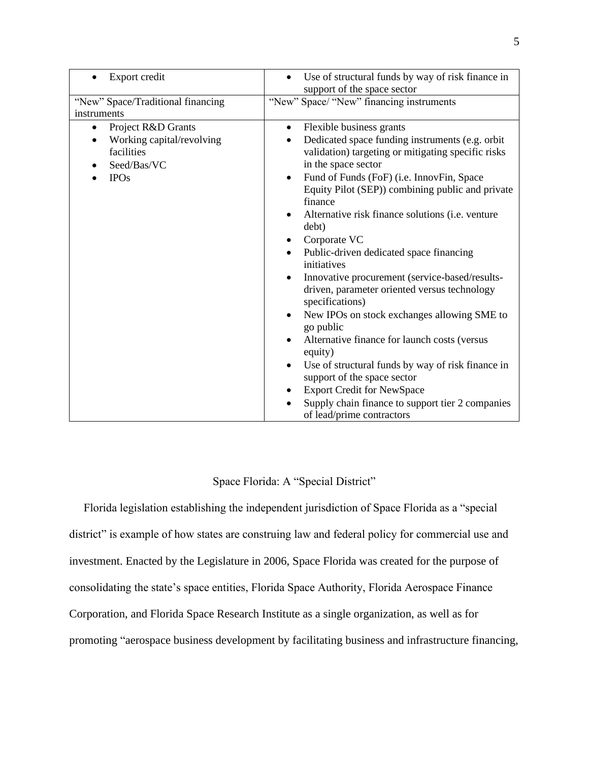| | |
|---|---|
| • Export credit | • Use of structural funds by way of risk finance in support of the space sector |
| "New" Space/Traditional financing instruments | "New" Space/ "New" financing instruments |
| • Project R&D Grants<br>• Working capital/revolving facilities<br>• Seed/Bas/VC<br>• IPOs | • Flexible business grants<br>• Dedicated space funding instruments (e.g. orbit validation) targeting or mitigating specific risks in the space sector<br>• Fund of Funds (FoF) (i.e. InnovFin, Space Equity Pilot (SEP)) combining public and private finance<br>• Alternative risk finance solutions (i.e. venture debt)<br>• Corporate VC<br>• Public-driven dedicated space financing initiatives<br>• Innovative procurement (service-based/results-driven, parameter oriented versus technology specifications)<br>• New IPOs on stock exchanges allowing SME to go public<br>• Alternative finance for launch costs (versus equity)<br>• Use of structural funds by way of risk finance in support of the space sector<br>• Export Credit for NewSpace<br>• Supply chain finance to support tier 2 companies of lead/prime contractors |

## Space Florida: A "Special District"

Florida legislation establishing the independent jurisdiction of Space Florida as a "special district" is example of how states are construing law and federal policy for commercial use and investment. Enacted by the Legislature in 2006, Space Florida was created for the purpose of consolidating the state's space entities, Florida Space Authority, Florida Aerospace Finance Corporation, and Florida Space Research Institute as a single organization, as well as for promoting "aerospace business development by facilitating business and infrastructure financing,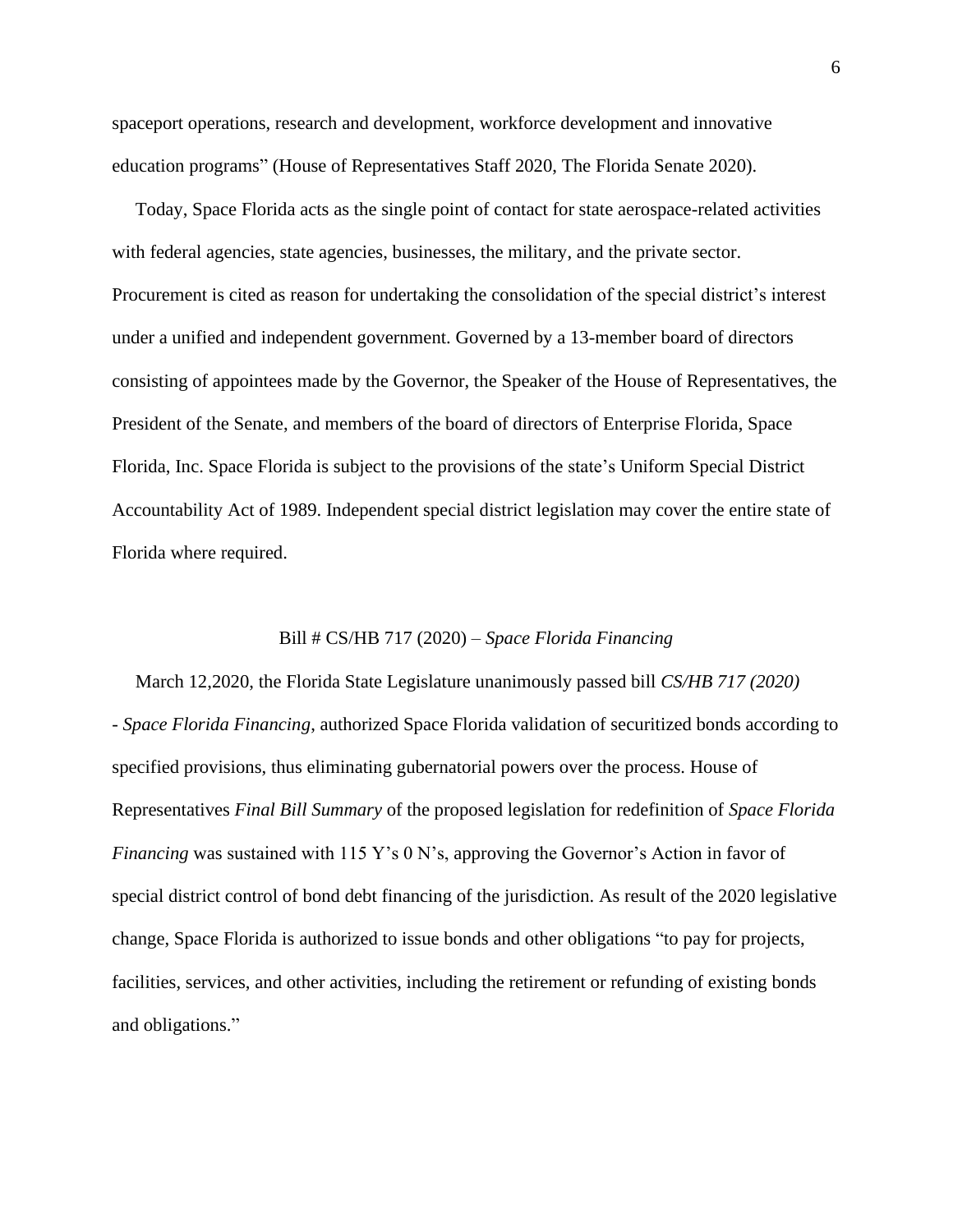spaceport operations, research and development, workforce development and innovative education programs" (House of Representatives Staff 2020, The Florida Senate 2020).

Today, Space Florida acts as the single point of contact for state aerospace-related activities with federal agencies, state agencies, businesses, the military, and the private sector. Procurement is cited as reason for undertaking the consolidation of the special district's interest under a unified and independent government. Governed by a 13-member board of directors consisting of appointees made by the Governor, the Speaker of the House of Representatives, the President of the Senate, and members of the board of directors of Enterprise Florida, Space Florida, Inc. Space Florida is subject to the provisions of the state's Uniform Special District Accountability Act of 1989. Independent special district legislation may cover the entire state of Florida where required.

## Bill # CS/HB 717 (2020) – *Space Florida Financing*

March 12,2020, the Florida State Legislature unanimously passed bill *CS/HB 717 (2020) - Space Florida Financing*, authorized Space Florida validation of securitized bonds according to specified provisions, thus eliminating gubernatorial powers over the process. House of Representatives *Final Bill Summary* of the proposed legislation for redefinition of *Space Florida Financing* was sustained with 115 Y's 0 N's, approving the Governor's Action in favor of special district control of bond debt financing of the jurisdiction. As result of the 2020 legislative change, Space Florida is authorized to issue bonds and other obligations "to pay for projects, facilities, services, and other activities, including the retirement or refunding of existing bonds and obligations."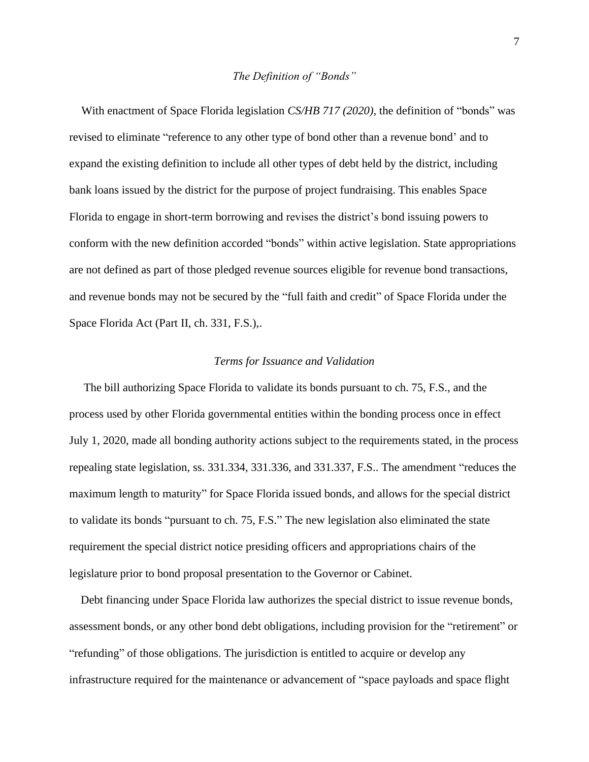### *The Definition of "Bonds"*

With enactment of Space Florida legislation *CS/HB 717 (2020)*, the definition of "bonds" was revised to eliminate "reference to any other type of bond other than a revenue bond' and to expand the existing definition to include all other types of debt held by the district, including bank loans issued by the district for the purpose of project fundraising. This enables Space Florida to engage in short-term borrowing and revises the district's bond issuing powers to conform with the new definition accorded "bonds" within active legislation. State appropriations are not defined as part of those pledged revenue sources eligible for revenue bond transactions, and revenue bonds may not be secured by the "full faith and credit" of Space Florida under the Space Florida Act (Part II, ch. 331, F.S.),.

### *Terms for Issuance and Validation*

The bill authorizing Space Florida to validate its bonds pursuant to ch. 75, F.S., and the process used by other Florida governmental entities within the bonding process once in effect July 1, 2020, made all bonding authority actions subject to the requirements stated, in the process repealing state legislation, ss. 331.334, 331.336, and 331.337, F.S.. The amendment "reduces the maximum length to maturity" for Space Florida issued bonds, and allows for the special district to validate its bonds "pursuant to ch. 75, F.S." The new legislation also eliminated the state requirement the special district notice presiding officers and appropriations chairs of the legislature prior to bond proposal presentation to the Governor or Cabinet.

Debt financing under Space Florida law authorizes the special district to issue revenue bonds, assessment bonds, or any other bond debt obligations, including provision for the "retirement" or "refunding" of those obligations. The jurisdiction is entitled to acquire or develop any infrastructure required for the maintenance or advancement of "space payloads and space flight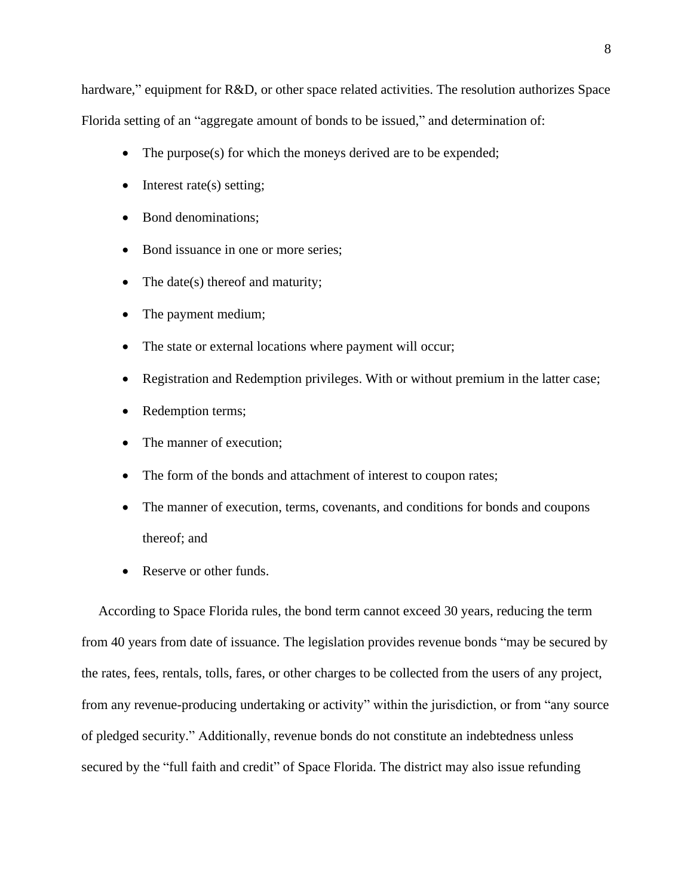hardware," equipment for R&D, or other space related activities. The resolution authorizes Space Florida setting of an "aggregate amount of bonds to be issued," and determination of:

- The purpose(s) for which the moneys derived are to be expended;
- Interest rate(s) setting;
- Bond denominations;
- Bond issuance in one or more series;
- The date(s) thereof and maturity;
- The payment medium;
- The state or external locations where payment will occur;
- Registration and Redemption privileges. With or without premium in the latter case;
- Redemption terms;
- The manner of execution;
- The form of the bonds and attachment of interest to coupon rates;
- The manner of execution, terms, covenants, and conditions for bonds and coupons thereof; and
- Reserve or other funds.

According to Space Florida rules, the bond term cannot exceed 30 years, reducing the term from 40 years from date of issuance. The legislation provides revenue bonds "may be secured by the rates, fees, rentals, tolls, fares, or other charges to be collected from the users of any project, from any revenue-producing undertaking or activity" within the jurisdiction, or from "any source of pledged security." Additionally, revenue bonds do not constitute an indebtedness unless secured by the "full faith and credit" of Space Florida. The district may also issue refunding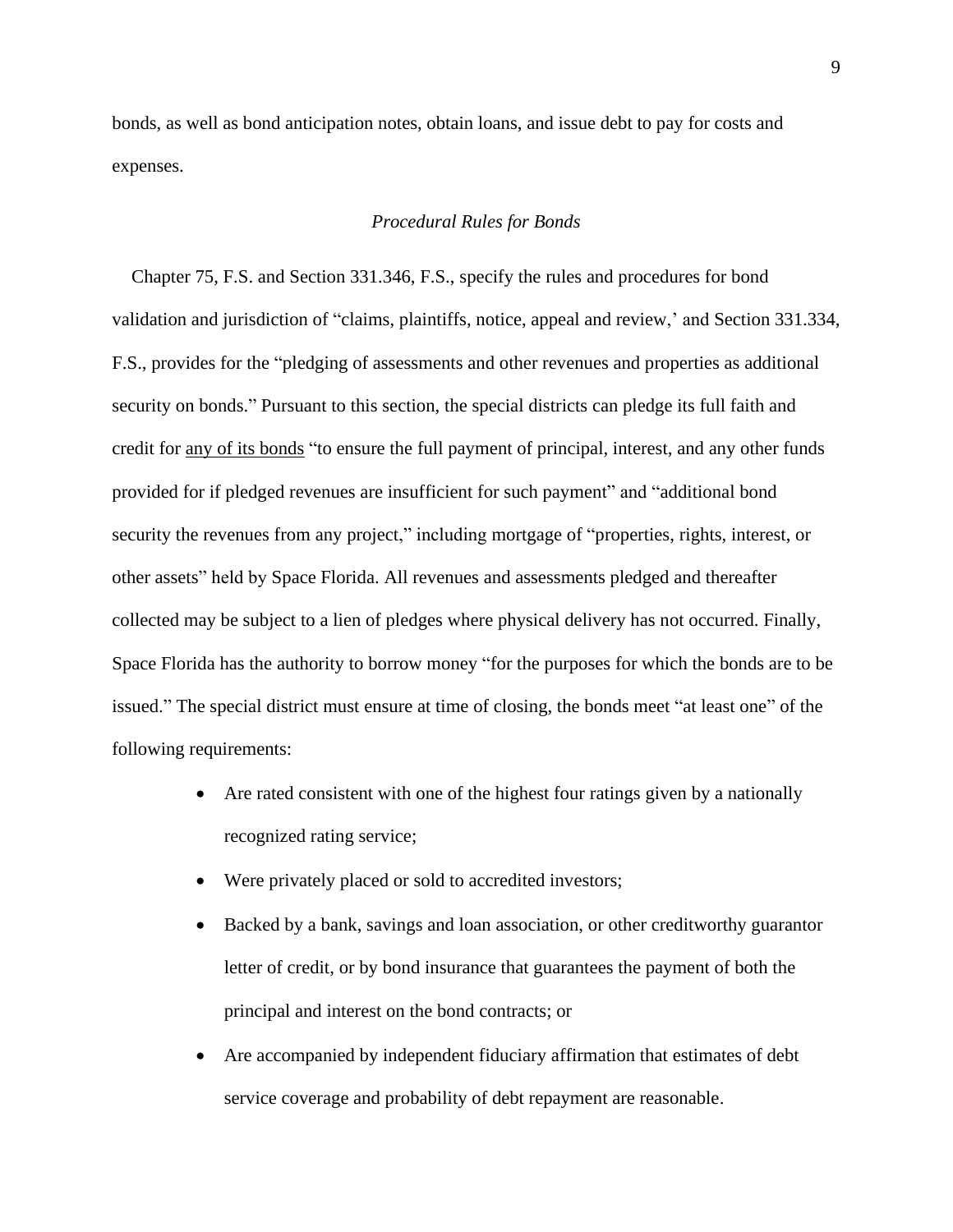bonds, as well as bond anticipation notes, obtain loans, and issue debt to pay for costs and expenses.

### *Procedural Rules for Bonds*

Chapter 75, F.S. and Section 331.346, F.S., specify the rules and procedures for bond validation and jurisdiction of "claims, plaintiffs, notice, appeal and review,' and Section 331.334, F.S., provides for the "pledging of assessments and other revenues and properties as additional security on bonds." Pursuant to this section, the special districts can pledge its full faith and credit for <u>any of its bonds</u> "to ensure the full payment of principal, interest, and any other funds provided for if pledged revenues are insufficient for such payment" and "additional bond security the revenues from any project," including mortgage of "properties, rights, interest, or other assets" held by Space Florida. All revenues and assessments pledged and thereafter collected may be subject to a lien of pledges where physical delivery has not occurred. Finally, Space Florida has the authority to borrow money "for the purposes for which the bonds are to be issued." The special district must ensure at time of closing, the bonds meet "at least one" of the following requirements:

- Are rated consistent with one of the highest four ratings given by a nationally recognized rating service;
- Were privately placed or sold to accredited investors;
- Backed by a bank, savings and loan association, or other creditworthy guarantor letter of credit, or by bond insurance that guarantees the payment of both the principal and interest on the bond contracts; or
- Are accompanied by independent fiduciary affirmation that estimates of debt service coverage and probability of debt repayment are reasonable.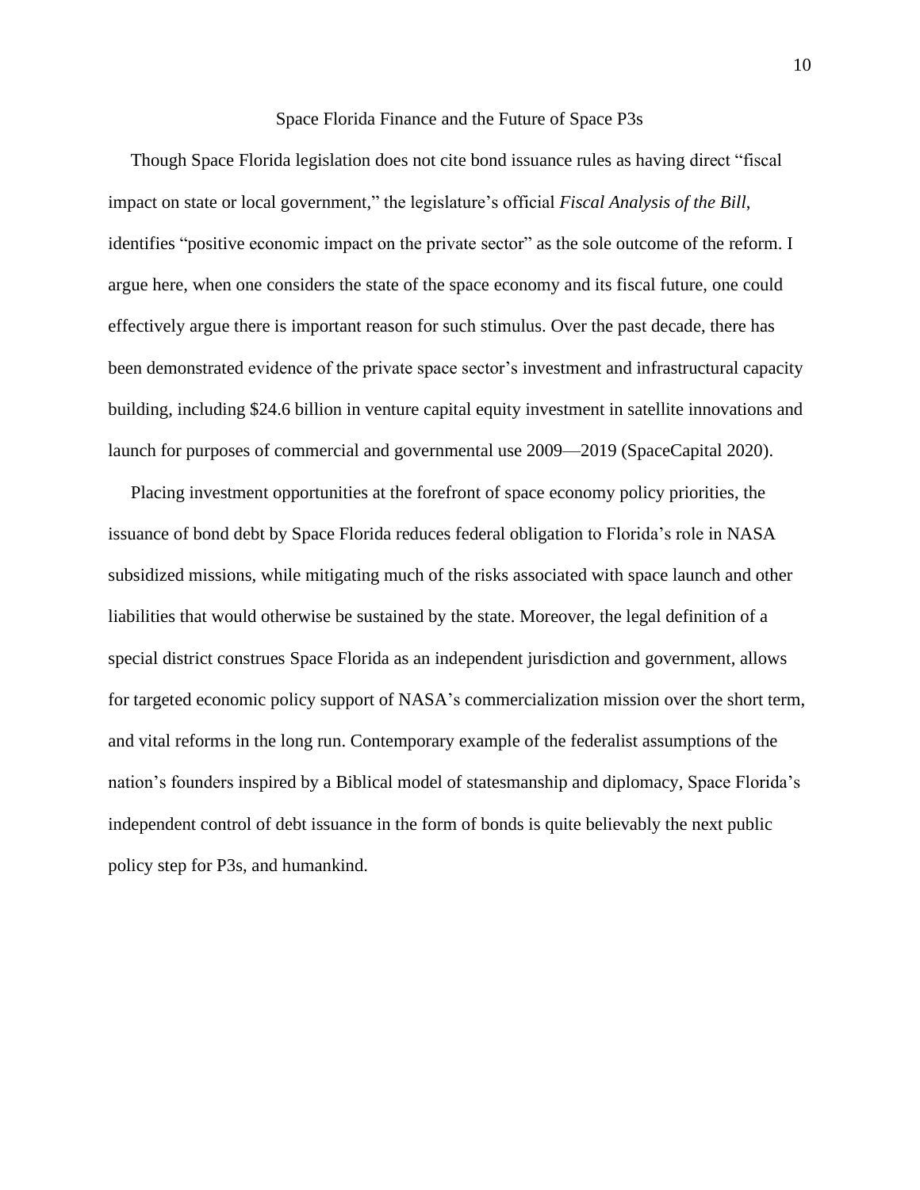## Space Florida Finance and the Future of Space P3s

Though Space Florida legislation does not cite bond issuance rules as having direct "fiscal impact on state or local government," the legislature's official *Fiscal Analysis of the Bill*, identifies "positive economic impact on the private sector" as the sole outcome of the reform. I argue here, when one considers the state of the space economy and its fiscal future, one could effectively argue there is important reason for such stimulus. Over the past decade, there has been demonstrated evidence of the private space sector's investment and infrastructural capacity building, including $24.6 billion in venture capital equity investment in satellite innovations and launch for purposes of commercial and governmental use 2009—2019 (SpaceCapital 2020).

Placing investment opportunities at the forefront of space economy policy priorities, the issuance of bond debt by Space Florida reduces federal obligation to Florida's role in NASA subsidized missions, while mitigating much of the risks associated with space launch and other liabilities that would otherwise be sustained by the state. Moreover, the legal definition of a special district construes Space Florida as an independent jurisdiction and government, allows for targeted economic policy support of NASA's commercialization mission over the short term, and vital reforms in the long run. Contemporary example of the federalist assumptions of the nation's founders inspired by a Biblical model of statesmanship and diplomacy, Space Florida's independent control of debt issuance in the form of bonds is quite believably the next public policy step for P3s, and humankind.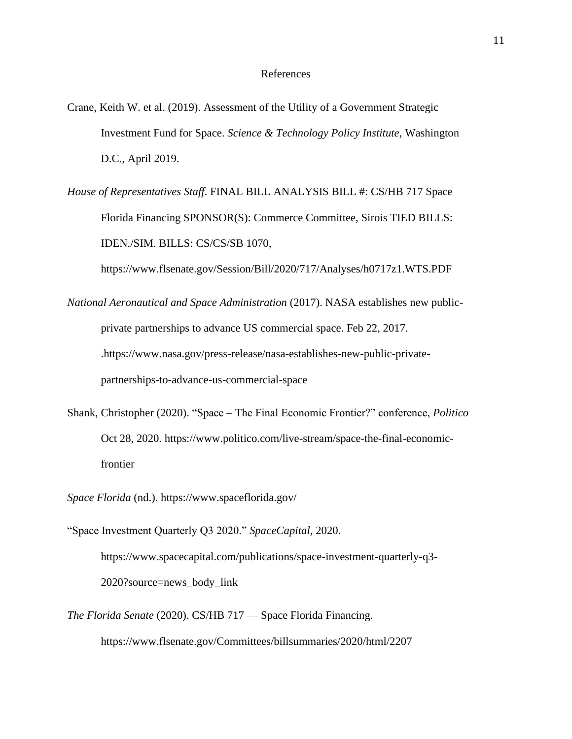# References

Crane, Keith W. et al. (2019). Assessment of the Utility of a Government Strategic Investment Fund for Space. *Science & Technology Policy Institute*, Washington D.C., April 2019.

*House of Representatives Staff*. FINAL BILL ANALYSIS BILL #: CS/HB 717 Space Florida Financing SPONSOR(S): Commerce Committee, Sirois TIED BILLS: IDEN./SIM. BILLS: CS/CS/SB 1070, https://www.flsenate.gov/Session/Bill/2020/717/Analyses/h0717z1.WTS.PDF

*National Aeronautical and Space Administration* (2017). NASA establishes new public-private partnerships to advance US commercial space. Feb 22, 2017. .https://www.nasa.gov/press-release/nasa-establishes-new-public-private-partnerships-to-advance-us-commercial-space

Shank, Christopher (2020). "Space – The Final Economic Frontier?" conference, *Politico* Oct 28, 2020. https://www.politico.com/live-stream/space-the-final-economic-frontier

*Space Florida* (nd.). https://www.spaceflorida.gov/

"Space Investment Quarterly Q3 2020." *SpaceCapital*, 2020. https://www.spacecapital.com/publications/space-investment-quarterly-q3-2020?source=news_body_link

*The Florida Senate* (2020). CS/HB 717 — Space Florida Financing. https://www.flsenate.gov/Committees/billsummaries/2020/html/2207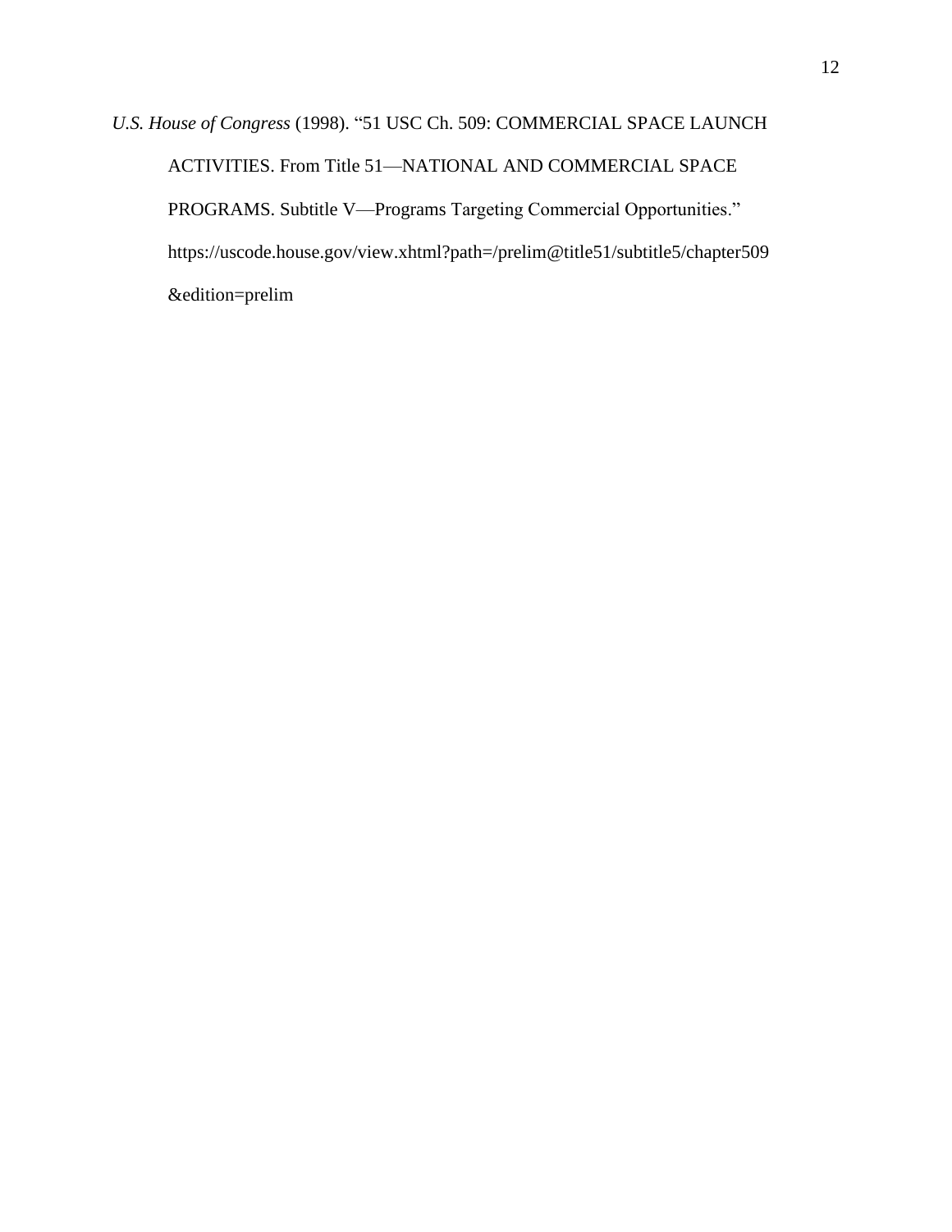*U.S. House of Congress* (1998). "51 USC Ch. 509: COMMERCIAL SPACE LAUNCH ACTIVITIES. From Title 51—NATIONAL AND COMMERCIAL SPACE PROGRAMS. Subtitle V—Programs Targeting Commercial Opportunities." https://uscode.house.gov/view.xhtml?path=/prelim@title51/subtitle5/chapter509&edition=prelim